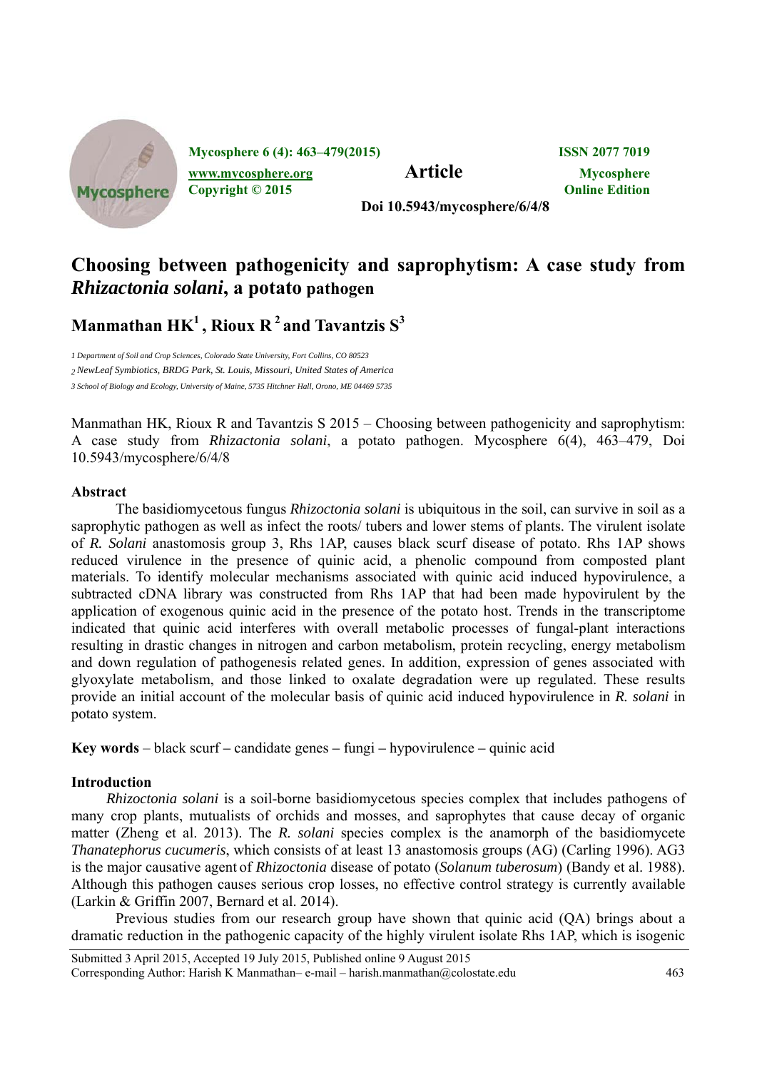Mycosphere 6 (4): 463–479(2015) ISSN 2077 7019
www.mycosphere.org **Article** Mycosphere
Copyright © 2015 Online Edition
Doi 10.5943/mycosphere/6/4/8

# Choosing between pathogenicity and saprophytism: A case study from *Rhizactonia solani*, a potato pathogen

## Manmathan HK[1], Rioux R[2] and Tavantzis S[3]

*1 Department of Soil and Crop Sciences, Colorado State University, Fort Collins, CO 80523*
*2 NewLeaf Symbiotics, BRDG Park, St. Louis, Missouri, United States of America*
*3 School of Biology and Ecology, University of Maine, 5735 Hitchner Hall, Orono, ME 04469 5735*

Manmathan HK, Rioux R and Tavantzis S 2015 – Choosing between pathogenicity and saprophytism: A case study from *Rhizactonia solani*, a potato pathogen. Mycosphere 6(4), 463–479, Doi 10.5943/mycosphere/6/4/8

### Abstract

The basidiomycetous fungus *Rhizoctonia solani* is ubiquitous in the soil, can survive in soil as a saprophytic pathogen as well as infect the roots/ tubers and lower stems of plants. The virulent isolate of *R. Solani* anastomosis group 3, Rhs 1AP, causes black scurf disease of potato. Rhs 1AP shows reduced virulence in the presence of quinic acid, a phenolic compound from composted plant materials. To identify molecular mechanisms associated with quinic acid induced hypovirulence, a subtracted cDNA library was constructed from Rhs 1AP that had been made hypovirulent by the application of exogenous quinic acid in the presence of the potato host. Trends in the transcriptome indicated that quinic acid interferes with overall metabolic processes of fungal-plant interactions resulting in drastic changes in nitrogen and carbon metabolism, protein recycling, energy metabolism and down regulation of pathogenesis related genes. In addition, expression of genes associated with glyoxylate metabolism, and those linked to oxalate degradation were up regulated. These results provide an initial account of the molecular basis of quinic acid induced hypovirulence in *R. solani* in potato system.

**Key words** – black scurf – candidate genes – fungi – hypovirulence – quinic acid

### Introduction

*Rhizoctonia solani* is a soil-borne basidiomycetous species complex that includes pathogens of many crop plants, mutualists of orchids and mosses, and saprophytes that cause decay of organic matter (Zheng et al. 2013). The *R. solani* species complex is the anamorph of the basidiomycete *Thanatephorus cucumeris*, which consists of at least 13 anastomosis groups (AG) (Carling 1996). AG3 is the major causative agent of *Rhizoctonia* disease of potato (*Solanum tuberosum*) (Bandy et al. 1988). Although this pathogen causes serious crop losses, no effective control strategy is currently available (Larkin & Griffin 2007, Bernard et al. 2014).

Previous studies from our research group have shown that quinic acid (QA) brings about a dramatic reduction in the pathogenic capacity of the highly virulent isolate Rhs 1AP, which is isogenic

Submitted 3 April 2015, Accepted 19 July 2015, Published online 9 August 2015
Corresponding Author: Harish K Manmathan– e-mail – harish.manmathan@colostate.edu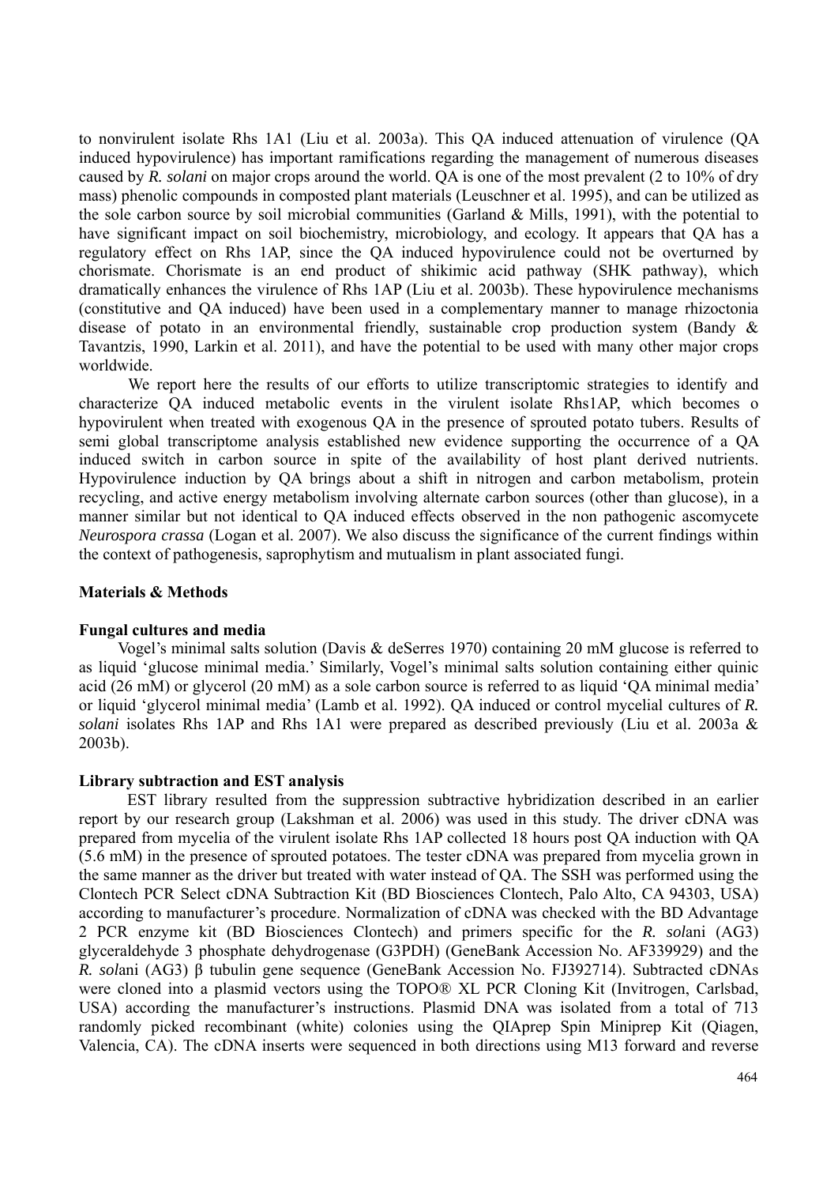to nonvirulent isolate Rhs 1A1 (Liu et al. 2003a). This QA induced attenuation of virulence (QA induced hypovirulence) has important ramifications regarding the management of numerous diseases caused by *R. solani* on major crops around the world. QA is one of the most prevalent (2 to 10% of dry mass) phenolic compounds in composted plant materials (Leuschner et al. 1995), and can be utilized as the sole carbon source by soil microbial communities (Garland & Mills, 1991), with the potential to have significant impact on soil biochemistry, microbiology, and ecology. It appears that QA has a regulatory effect on Rhs 1AP, since the QA induced hypovirulence could not be overturned by chorismate. Chorismate is an end product of shikimic acid pathway (SHK pathway), which dramatically enhances the virulence of Rhs 1AP (Liu et al. 2003b). These hypovirulence mechanisms (constitutive and QA induced) have been used in a complementary manner to manage rhizoctonia disease of potato in an environmental friendly, sustainable crop production system (Bandy & Tavantzis, 1990, Larkin et al. 2011), and have the potential to be used with many other major crops worldwide.

We report here the results of our efforts to utilize transcriptomic strategies to identify and characterize QA induced metabolic events in the virulent isolate Rhs1AP, which becomes o hypovirulent when treated with exogenous QA in the presence of sprouted potato tubers. Results of semi global transcriptome analysis established new evidence supporting the occurrence of a QA induced switch in carbon source in spite of the availability of host plant derived nutrients. Hypovirulence induction by QA brings about a shift in nitrogen and carbon metabolism, protein recycling, and active energy metabolism involving alternate carbon sources (other than glucose), in a manner similar but not identical to QA induced effects observed in the non pathogenic ascomycete *Neurospora crassa* (Logan et al. 2007). We also discuss the significance of the current findings within the context of pathogenesis, saprophytism and mutualism in plant associated fungi.

## Materials & Methods

### Fungal cultures and media

Vogel's minimal salts solution (Davis & deSerres 1970) containing 20 mM glucose is referred to as liquid 'glucose minimal media.' Similarly, Vogel's minimal salts solution containing either quinic acid (26 mM) or glycerol (20 mM) as a sole carbon source is referred to as liquid 'QA minimal media' or liquid 'glycerol minimal media' (Lamb et al. 1992). QA induced or control mycelial cultures of *R. solani* isolates Rhs 1AP and Rhs 1A1 were prepared as described previously (Liu et al. 2003a & 2003b).

### Library subtraction and EST analysis

EST library resulted from the suppression subtractive hybridization described in an earlier report by our research group (Lakshman et al. 2006) was used in this study. The driver cDNA was prepared from mycelia of the virulent isolate Rhs 1AP collected 18 hours post QA induction with QA (5.6 mM) in the presence of sprouted potatoes. The tester cDNA was prepared from mycelia grown in the same manner as the driver but treated with water instead of QA. The SSH was performed using the Clontech PCR Select cDNA Subtraction Kit (BD Biosciences Clontech, Palo Alto, CA 94303, USA) according to manufacturer's procedure. Normalization of cDNA was checked with the BD Advantage 2 PCR enzyme kit (BD Biosciences Clontech) and primers specific for the *R. sol*ani (AG3) glyceraldehyde 3 phosphate dehydrogenase (G3PDH) (GeneBank Accession No. AF339929) and the *R. sol*ani (AG3) β tubulin gene sequence (GeneBank Accession No. FJ392714). Subtracted cDNAs were cloned into a plasmid vectors using the TOPO® XL PCR Cloning Kit (Invitrogen, Carlsbad, USA) according the manufacturer's instructions. Plasmid DNA was isolated from a total of 713 randomly picked recombinant (white) colonies using the QIAprep Spin Miniprep Kit (Qiagen, Valencia, CA). The cDNA inserts were sequenced in both directions using M13 forward and reverse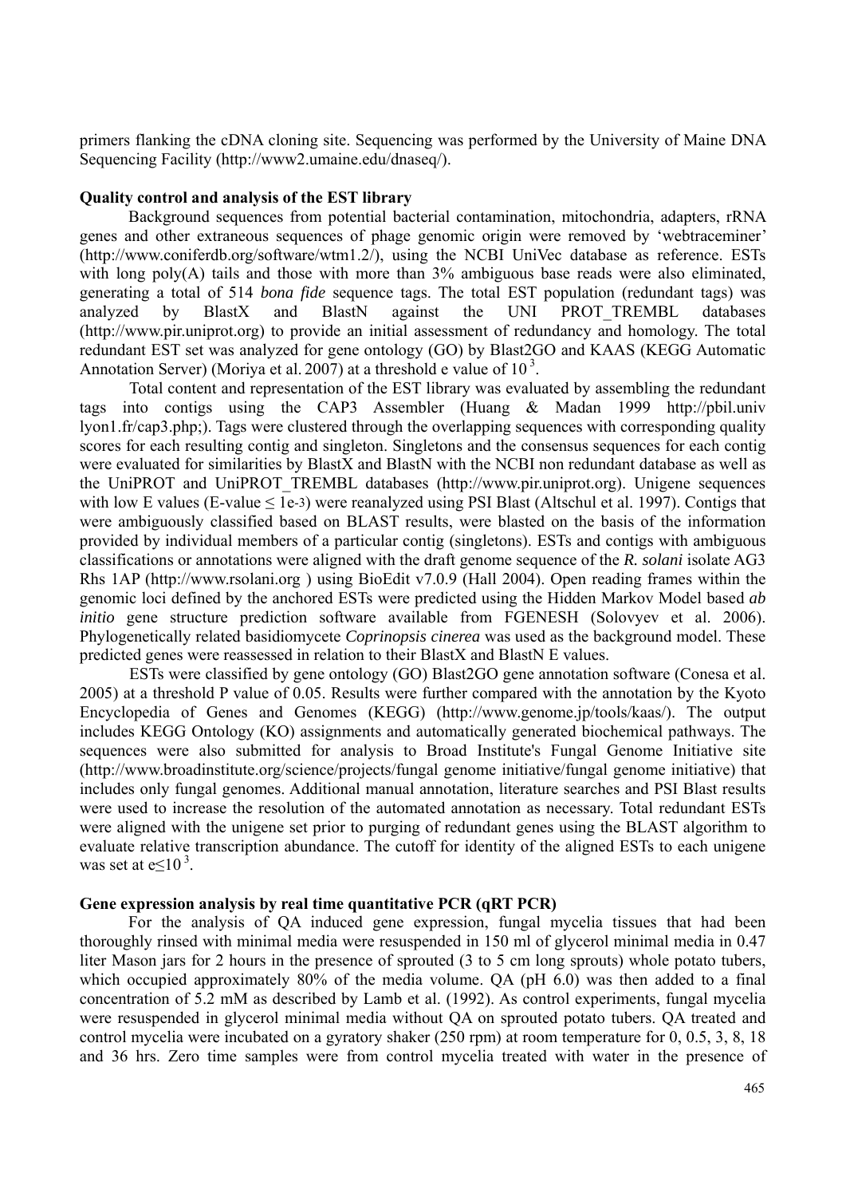primers flanking the cDNA cloning site. Sequencing was performed by the University of Maine DNA Sequencing Facility (http://www2.umaine.edu/dnaseq/).

**Quality control and analysis of the EST library**

Background sequences from potential bacterial contamination, mitochondria, adapters, rRNA genes and other extraneous sequences of phage genomic origin were removed by 'webtraceminer' (http://www.coniferdb.org/software/wtm1.2/), using the NCBI UniVec database as reference. ESTs with long poly(A) tails and those with more than 3% ambiguous base reads were also eliminated, generating a total of 514 *bona fide* sequence tags. The total EST population (redundant tags) was analyzed by BlastX and BlastN against the UNI PROT_TREMBL databases (http://www.pir.uniprot.org) to provide an initial assessment of redundancy and homology. The total redundant EST set was analyzed for gene ontology (GO) by Blast2GO and KAAS (KEGG Automatic Annotation Server) (Moriya et al. 2007) at a threshold e value of $10^{3}$.

Total content and representation of the EST library was evaluated by assembling the redundant tags into contigs using the CAP3 Assembler (Huang & Madan 1999 http://pbil.univ lyon1.fr/cap3.php;). Tags were clustered through the overlapping sequences with corresponding quality scores for each resulting contig and singleton. Singletons and the consensus sequences for each contig were evaluated for similarities by BlastX and BlastN with the NCBI non redundant database as well as the UniPROT and UniPROT_TREMBL databases (http://www.pir.uniprot.org). Unigene sequences with low E values (E-value ≤ 1e-3) were reanalyzed using PSI Blast (Altschul et al. 1997). Contigs that were ambiguously classified based on BLAST results, were blasted on the basis of the information provided by individual members of a particular contig (singletons). ESTs and contigs with ambiguous classifications or annotations were aligned with the draft genome sequence of the *R. solani* isolate AG3 Rhs 1AP (http://www.rsolani.org ) using BioEdit v7.0.9 (Hall 2004). Open reading frames within the genomic loci defined by the anchored ESTs were predicted using the Hidden Markov Model based *ab initio* gene structure prediction software available from FGENESH (Solovyev et al. 2006). Phylogenetically related basidiomycete *Coprinopsis cinerea* was used as the background model. These predicted genes were reassessed in relation to their BlastX and BlastN E values.

ESTs were classified by gene ontology (GO) Blast2GO gene annotation software (Conesa et al. 2005) at a threshold P value of 0.05. Results were further compared with the annotation by the Kyoto Encyclopedia of Genes and Genomes (KEGG) (http://www.genome.jp/tools/kaas/). The output includes KEGG Ontology (KO) assignments and automatically generated biochemical pathways. The sequences were also submitted for analysis to Broad Institute's Fungal Genome Initiative site (http://www.broadinstitute.org/science/projects/fungal genome initiative/fungal genome initiative) that includes only fungal genomes. Additional manual annotation, literature searches and PSI Blast results were used to increase the resolution of the automated annotation as necessary. Total redundant ESTs were aligned with the unigene set prior to purging of redundant genes using the BLAST algorithm to evaluate relative transcription abundance. The cutoff for identity of the aligned ESTs to each unigene was set at $e \leq 10^{3}$.

**Gene expression analysis by real time quantitative PCR (qRT PCR)**

For the analysis of QA induced gene expression, fungal mycelia tissues that had been thoroughly rinsed with minimal media were resuspended in 150 ml of glycerol minimal media in 0.47 liter Mason jars for 2 hours in the presence of sprouted (3 to 5 cm long sprouts) whole potato tubers, which occupied approximately 80% of the media volume. QA (pH 6.0) was then added to a final concentration of 5.2 mM as described by Lamb et al. (1992). As control experiments, fungal mycelia were resuspended in glycerol minimal media without QA on sprouted potato tubers. QA treated and control mycelia were incubated on a gyratory shaker (250 rpm) at room temperature for 0, 0.5, 3, 8, 18 and 36 hrs. Zero time samples were from control mycelia treated with water in the presence of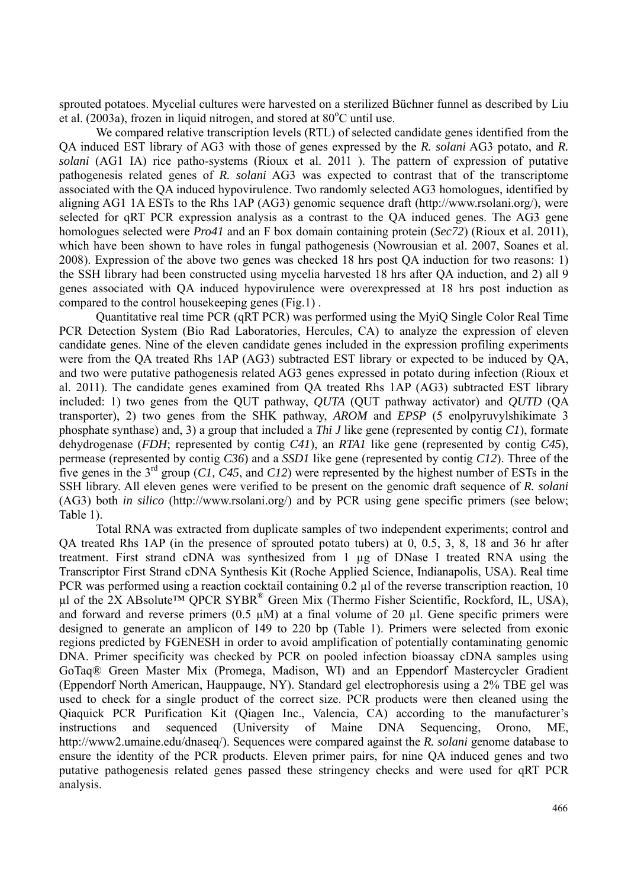sprouted potatoes. Mycelial cultures were harvested on a sterilized Büchner funnel as described by Liu et al. (2003a), frozen in liquid nitrogen, and stored at 80$^{o}$C until use.

We compared relative transcription levels (RTL) of selected candidate genes identified from the QA induced EST library of AG3 with those of genes expressed by the *R. solani* AG3 potato, and *R. solani* (AG1 IA) rice patho-systems (Rioux et al. 2011 ). The pattern of expression of putative pathogenesis related genes of *R. solani* AG3 was expected to contrast that of the transcriptome associated with the QA induced hypovirulence. Two randomly selected AG3 homologues, identified by aligning AG1 1A ESTs to the Rhs 1AP (AG3) genomic sequence draft (http://www.rsolani.org/), were selected for qRT PCR expression analysis as a contrast to the QA induced genes. The AG3 gene homologues selected were *Pro41* and an F box domain containing protein (*Sec72*) (Rioux et al. 2011), which have been shown to have roles in fungal pathogenesis (Nowrousian et al. 2007, Soanes et al. 2008). Expression of the above two genes was checked 18 hrs post QA induction for two reasons: 1) the SSH library had been constructed using mycelia harvested 18 hrs after QA induction, and 2) all 9 genes associated with QA induced hypovirulence were overexpressed at 18 hrs post induction as compared to the control housekeeping genes (Fig.1) .

Quantitative real time PCR (qRT PCR) was performed using the MyiQ Single Color Real Time PCR Detection System (Bio Rad Laboratories, Hercules, CA) to analyze the expression of eleven candidate genes. Nine of the eleven candidate genes included in the expression profiling experiments were from the QA treated Rhs 1AP (AG3) subtracted EST library or expected to be induced by QA, and two were putative pathogenesis related AG3 genes expressed in potato during infection (Rioux et al. 2011). The candidate genes examined from QA treated Rhs 1AP (AG3) subtracted EST library included: 1) two genes from the QUT pathway, *QUTA* (QUT pathway activator) and *QUTD* (QA transporter), 2) two genes from the SHK pathway, *AROM* and *EPSP* (5 enolpyruvylshikimate 3 phosphate synthase) and, 3) a group that included a *Thi J* like gene (represented by contig *C1*), formate dehydrogenase (*FDH*; represented by contig *C41*), an *RTA1* like gene (represented by contig *C45*), permease (represented by contig *C36*) and a *SSD1* like gene (represented by contig *C12*). Three of the five genes in the 3$^{rd}$ group (*C1, C45*, and *C12*) were represented by the highest number of ESTs in the SSH library. All eleven genes were verified to be present on the genomic draft sequence of *R. solani* (AG3) both *in silico* (http://www.rsolani.org/) and by PCR using gene specific primers (see below; Table 1).

Total RNA was extracted from duplicate samples of two independent experiments; control and QA treated Rhs 1AP (in the presence of sprouted potato tubers) at 0, 0.5, 3, 8, 18 and 36 hr after treatment. First strand cDNA was synthesized from 1 µg of DNase I treated RNA using the Transcriptor First Strand cDNA Synthesis Kit (Roche Applied Science, Indianapolis, USA). Real time PCR was performed using a reaction cocktail containing 0.2 µl of the reverse transcription reaction, 10 µl of the 2X ABsolute™ QPCR SYBR® Green Mix (Thermo Fisher Scientific, Rockford, IL, USA), and forward and reverse primers (0.5 µM) at a final volume of 20 µl. Gene specific primers were designed to generate an amplicon of 149 to 220 bp (Table 1). Primers were selected from exonic regions predicted by FGENESH in order to avoid amplification of potentially contaminating genomic DNA. Primer specificity was checked by PCR on pooled infection bioassay cDNA samples using GoTaq® Green Master Mix (Promega, Madison, WI) and an Eppendorf Mastercycler Gradient (Eppendorf North American, Hauppauge, NY). Standard gel electrophoresis using a 2% TBE gel was used to check for a single product of the correct size. PCR products were then cleaned using the Qiaquick PCR Purification Kit (Qiagen Inc., Valencia, CA) according to the manufacturer's instructions and sequenced (University of Maine DNA Sequencing, Orono, ME, http://www2.umaine.edu/dnaseq/). Sequences were compared against the *R. solani* genome database to ensure the identity of the PCR products. Eleven primer pairs, for nine QA induced genes and two putative pathogenesis related genes passed these stringency checks and were used for qRT PCR analysis.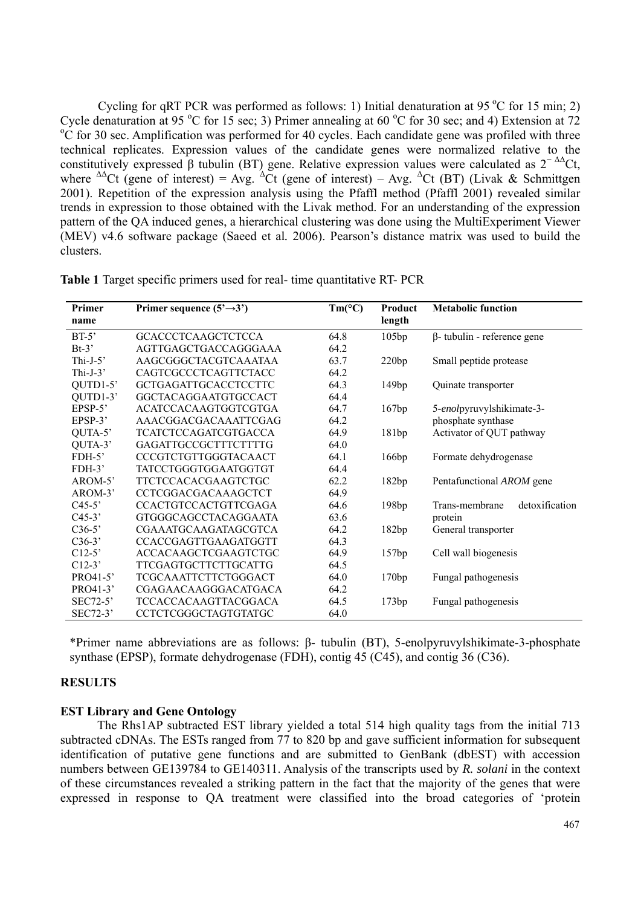Cycling for qRT PCR was performed as follows: 1) Initial denaturation at 95 $^oC$ for 15 min; 2) Cycle denaturation at 95 $^oC$ for 15 sec; 3) Primer annealing at 60 $^oC$ for 30 sec; and 4) Extension at 72 $^oC$ for 30 sec. Amplification was performed for 40 cycles. Each candidate gene was profiled with three technical replicates. Expression values of the candidate genes were normalized relative to the constitutively expressed β tubulin (BT) gene. Relative expression values were calculated as $2^{-\Delta\Delta}$Ct, where $^{\Delta\Delta}$Ct (gene of interest) = Avg. $^{\Delta}$Ct (gene of interest) – Avg. $^{\Delta}$Ct (BT) (Livak & Schmittgen 2001). Repetition of the expression analysis using the Pfaffl method (Pfaffl 2001) revealed similar trends in expression to those obtained with the Livak method. For an understanding of the expression pattern of the QA induced genes, a hierarchical clustering was done using the MultiExperiment Viewer (MEV) v4.6 software package (Saeed et al*.* 2006). Pearson's distance matrix was used to build the clusters.

**Table 1** Target specific primers used for real- time quantitative RT- PCR

| Primer name | Primer sequence (5'→3') | Tm(°C) | Product length | Metabolic function |
|---|---|---|---|---|
| BT-5' | GCACCCTCAAGCTCTCCA | 64.8 | 105bp | β- tubulin - reference gene |
| Bt-3' | AGTTGAGCTGACCAGGGAAA | 64.2 | | |
| Thi-J-5' | AAGCGGGCTACGTCAAATAA | 63.7 | 220bp | Small peptide protease |
| Thi-J-3' | CAGTCGCCCTCAGTTCTACC | 64.2 | | |
| QUTD1-5' | GCTGAGATTGCACCTCCTTC | 64.3 | 149bp | Quinate transporter |
| QUTD1-3' | GGCTACAGGAATGTGCCACT | 64.4 | | |
| EPSP-5' | ACATCCACAAGTGGTCGTGA | 64.7 | 167bp | 5-*enol*pyruvylshikimate-3-phosphate synthase |
| EPSP-3' | AAACGGACGACAAATTCGAG | 64.2 | | |
| QUTA-5' | TCATCTCCAGATCGTGACCA | 64.9 | 181bp | Activator of QUT pathway |
| QUTA-3' | GAGATTGCCGCTTTCTTTTG | 64.0 | | |
| FDH-5' | CCCGTCTGTTGGGTACAACT | 64.1 | 166bp | Formate dehydrogenase |
| FDH-3' | TATCCTGGGTGGAATGGTGT | 64.4 | | |
| AROM-5' | TTCTCCACACGAAGTCTGC | 62.2 | 182bp | Pentafunctional *AROM* gene |
| AROM-3' | CCTCGGACGACAAAGCTCT | 64.9 | | |
| C45-5' | CCACTGTCCACTGTTCGAGA | 64.6 | 198bp | Trans-membrane detoxification protein |
| C45-3' | GTGGGCAGCCTACAGGAATA | 63.6 | | |
| C36-5' | CGAAATGCAAGATAGCGTCA | 64.2 | 182bp | General transporter |
| C36-3' | CCACCGAGTTGAAGATGGTT | 64.3 | | |
| C12-5' | ACCACAAGCTCGAAGTCTGC | 64.9 | 157bp | Cell wall biogenesis |
| C12-3' | TTCGAGTGCTTCTTGCATTG | 64.5 | | |
| PRO41-5' | TCGCAAATTCTTCTGGGACT | 64.0 | 170bp | Fungal pathogenesis |
| PRO41-3' | CGAGAACAAGGGACATGACA | 64.2 | | |
| SEC72-5' | TCCACCACAAGTTACGGACA | 64.5 | 173bp | Fungal pathogenesis |
| SEC72-3' | CCTCTCGGGCTAGTGTATGC | 64.0 | | |

*Primer name abbreviations are as follows: β- tubulin (BT), 5-enolpyruvylshikimate-3-phosphate synthase (EPSP), formate dehydrogenase (FDH), contig 45 (C45), and contig 36 (C36).

## RESULTS

### EST Library and Gene Ontology

The Rhs1AP subtracted EST library yielded a total 514 high quality tags from the initial 713 subtracted cDNAs. The ESTs ranged from 77 to 820 bp and gave sufficient information for subsequent identification of putative gene functions and are submitted to GenBank (dbEST) with accession numbers between GE139784 to GE140311. Analysis of the transcripts used by *R. solani* in the context of these circumstances revealed a striking pattern in the fact that the majority of the genes that were expressed in response to QA treatment were classified into the broad categories of 'protein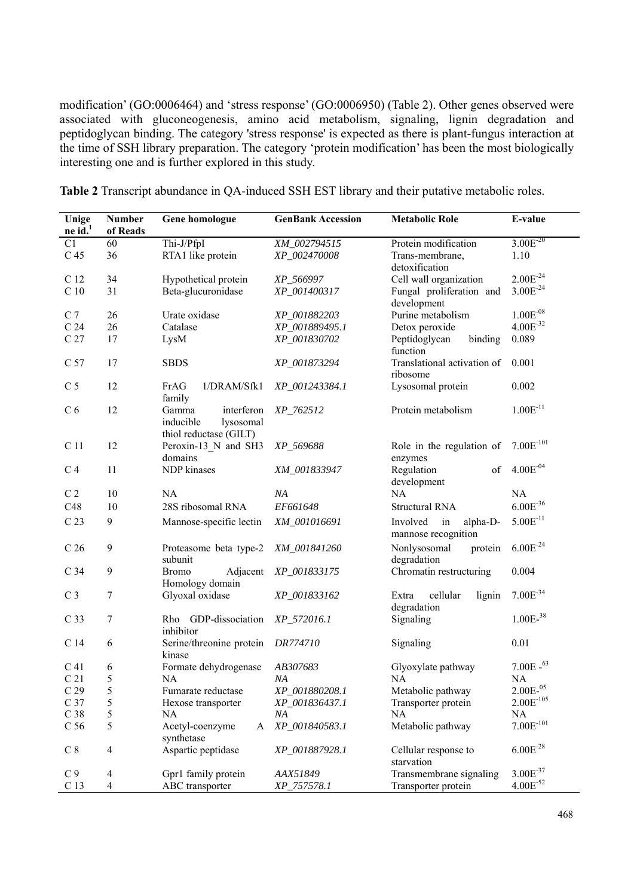modification' (GO:0006464) and 'stress response' (GO:0006950) (Table 2). Other genes observed were associated with gluconeogenesis, amino acid metabolism, signaling, lignin degradation and peptidoglycan binding. The category 'stress response' is expected as there is plant-fungus interaction at the time of SSH library preparation. The category 'protein modification' has been the most biologically interesting one and is further explored in this study.

**Table 2** Transcript abundance in QA-induced SSH EST library and their putative metabolic roles.

| Unigene id.[1] | Number of Reads | Gene homologue | GenBank Accession | Metabolic Role | E-value |
|---|---|---|---|---|---|
| C1 | 60 | Thi-J/PfpI | *XM_002794515* | Protein modification | $3.00E^{-20}$ |
| C 45 | 36 | RTA1 like protein | *XP_002470008* | Trans-membrane, detoxification | 1.10 |
| C 12 | 34 | Hypothetical protein | *XP_566997* | Cell wall organization | $2.00E^{-24}$ |
| C 10 | 31 | Beta-glucuronidase | *XP_001400317* | Fungal proliferation and development | $3.00E^{-24}$ |
| C 7 | 26 | Urate oxidase | *XP_001882203* | Purine metabolism | $1.00E^{-08}$ |
| C 24 | 26 | Catalase | *XP_001889495.1* | Detox peroxide | $4.00E^{-32}$ |
| C 27 | 17 | LysM | *XP_001830702* | Peptidoglycan binding function | 0.089 |
| C 57 | 17 | SBDS | *XP_001873294* | Translational activation of ribosome | 0.001 |
| C 5 | 12 | FrAG 1/DRAM/Sfk1 family | *XP_001243384.1* | Lysosomal protein | 0.002 |
| C 6 | 12 | Gamma interferon inducible lysosomal thiol reductase (GILT) | *XP_762512* | Protein metabolism | $1.00E^{-11}$ |
| C 11 | 12 | Peroxin-13_N and SH3 domains | *XP_569688* | Role in the regulation of enzymes | $7.00E^{-101}$ |
| C 4 | 11 | NDP kinases | *XM_001833947* | Regulation of development | $4.00E^{-04}$ |
| C 2 | 10 | NA | *NA* | NA | NA |
| C48 | 10 | 28S ribosomal RNA | *EF661648* | Structural RNA | $6.00E^{-36}$ |
| C 23 | 9 | Mannose-specific lectin | *XM_001016691* | Involved in alpha-D-mannose recognition | $5.00E^{-11}$ |
| C 26 | 9 | Proteasome beta type-2 subunit | *XM_001841260* | Nonlysosomal protein degradation | $6.00E^{-24}$ |
| C 34 | 9 | Bromo Adjacent Homology domain | *XP_001833175* | Chromatin restructuring | 0.004 |
| C 3 | 7 | Glyoxal oxidase | *XP_001833162* | Extra cellular lignin degradation | $7.00E^{-34}$ |
| C 33 | 7 | Rho GDP-dissociation inhibitor | *XP_572016.1* | Signaling | $1.00E^{-38}$ |
| C 14 | 6 | Serine/threonine protein kinase | *DR774710* | Signaling | 0.01 |
| C 41 | 6 | Formate dehydrogenase | *AB307683* | Glyoxylate pathway | $7.00E^{-63}$ |
| C 21 | 5 | NA | *NA* | NA | NA |
| C 29 | 5 | Fumarate reductase | *XP_001880208.1* | Metabolic pathway | $2.00E^{-05}$ |
| C 37 | 5 | Hexose transporter | *XP_001836437.1* | Transporter protein | $2.00E^{-105}$ |
| C 38 | 5 | NA | *NA* | NA | NA |
| C 56 | 5 | Acetyl-coenzyme A synthetase | *XP_001840583.1* | Metabolic pathway | $7.00E^{-101}$ |
| C 8 | 4 | Aspartic peptidase | *XP_001887928.1* | Cellular response to starvation | $6.00E^{-28}$ |
| C 9 | 4 | Gpr1 family protein | *AAX51849* | Transmembrane signaling | $3.00E^{-37}$ |
| C 13 | 4 | ABC transporter | *XP_757578.1* | Transporter protein | $4.00E^{-52}$ |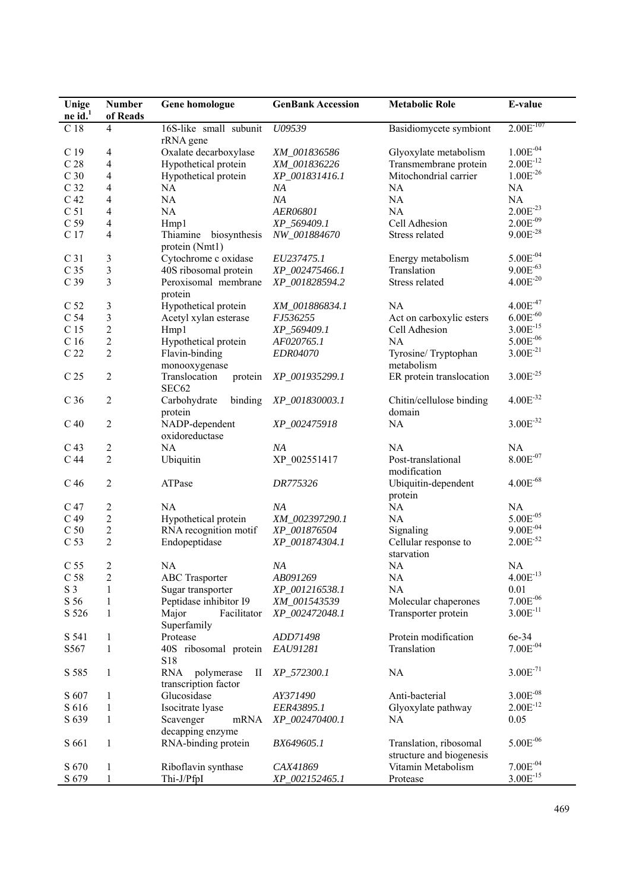| Unigene id.[1] | Number of Reads | Gene homologue | GenBank Accession | Metabolic Role | E-value |
|---|---|---|---|---|---|
| C 18 | 4 | 16S-like small subunit rRNA gene | *U09539* | Basidiomycete symbiont | $2.00E^{-107}$ |
| C 19 | 4 | Oxalate decarboxylase | *XM_001836586* | Glyoxylate metabolism | $1.00E^{-04}$ |
| C 28 | 4 | Hypothetical protein | *XM_001836226* | Transmembrane protein | $2.00E^{-12}$ |
| C 30 | 4 | Hypothetical protein | *XP_001831416.1* | Mitochondrial carrier | $1.00E^{-26}$ |
| C 32 | 4 | NA | *NA* | NA | NA |
| C 42 | 4 | NA | *NA* | NA | NA |
| C 51 | 4 | NA | *AER06801* | NA | $2.00E^{-23}$ |
| C 59 | 4 | Hmp1 | *XP_569409.1* | Cell Adhesion | $2.00E^{-09}$ |
| C 17 | 4 | Thiamine biosynthesis protein (Nmt1) | *NW_001884670* | Stress related | $9.00E^{-28}$ |
| C 31 | 3 | Cytochrome c oxidase | *EU237475.1* | Energy metabolism | $5.00E^{-04}$ |
| C 35 | 3 | 40S ribosomal protein | *XP_002475466.1* | Translation | $9.00E^{-63}$ |
| C 39 | 3 | Peroxisomal membrane protein | *XP_001828594.2* | Stress related | $4.00E^{-20}$ |
| C 52 | 3 | Hypothetical protein | *XM_001886834.1* | NA | $4.00E^{-47}$ |
| C 54 | 3 | Acetyl xylan esterase | *FJ536255* | Act on carboxylic esters | $6.00E^{-60}$ |
| C 15 | 2 | Hmp1 | *XP_569409.1* | Cell Adhesion | $3.00E^{-15}$ |
| C 16 | 2 | Hypothetical protein | *AF020765.1* | NA | $5.00E^{-06}$ |
| C 22 | 2 | Flavin-binding monooxygenase | *EDR04070* | Tyrosine/ Tryptophan metabolism | $3.00E^{-21}$ |
| C 25 | 2 | Translocation protein SEC62 | *XP_001935299.1* | ER protein translocation | $3.00E^{-25}$ |
| C 36 | 2 | Carbohydrate binding protein | *XP_001830003.1* | Chitin/cellulose binding domain | $4.00E^{-32}$ |
| C 40 | 2 | NADP-dependent oxidoreductase | *XP_002475918* | NA | $3.00E^{-32}$ |
| C 43 | 2 | NA | *NA* | NA | NA |
| C 44 | 2 | Ubiquitin | XP_002551417 | Post-translational modification | $8.00E^{-07}$ |
| C 46 | 2 | ATPase | *DR775326* | Ubiquitin-dependent protein | $4.00E^{-68}$ |
| C 47 | 2 | NA | *NA* | NA | NA |
| C 49 | 2 | Hypothetical protein | *XM_002397290.1* | NA | $5.00E^{-05}$ |
| C 50 | 2 | RNA recognition motif | *XP_001876504* | Signaling | $9.00E^{-04}$ |
| C 53 | 2 | Endopeptidase | *XP_001874304.1* | Cellular response to starvation | $2.00E^{-52}$ |
| C 55 | 2 | NA | *NA* | NA | NA |
| C 58 | 2 | ABC Transporter | *AB091269* | NA | $4.00E^{-13}$ |
| S 3 | 1 | Sugar transporter | *XP_001216538.1* | NA | 0.01 |
| S 56 | 1 | Peptidase inhibitor I9 | *XM_001543539* | Molecular chaperones | $7.00E^{-06}$ |
| S 526 | 1 | Major Facilitator Superfamily | *XP_002472048.1* | Transporter protein | $3.00E^{-11}$ |
| S 541 | 1 | Protease | *ADD71498* | Protein modification | 6e-34 |
| S567 | 1 | 40S ribosomal protein S18 | *EAU91281* | Translation | $7.00E^{-04}$ |
| S 585 | 1 | RNA polymerase II transcription factor | *XP_572300.1* | NA | $3.00E^{-71}$ |
| S 607 | 1 | Glucosidase | *AY371490* | Anti-bacterial | $3.00E^{-08}$ |
| S 616 | 1 | Isocitrate lyase | *EER43895.1* | Glyoxylate pathway | $2.00E^{-12}$ |
| S 639 | 1 | Scavenger mRNA decapping enzyme | *XP_002470400.1* | NA | 0.05 |
| S 661 | 1 | RNA-binding protein | *BX649605.1* | Translation, ribosomal structure and biogenesis | $5.00E^{-06}$ |
| S 670 | 1 | Riboflavin synthase | *CAX41869* | Vitamin Metabolism | $7.00E^{-04}$ |
| S 679 | 1 | Thi-J/PfpI | *XP_002152465.1* | Protease | $3.00E^{-15}$ |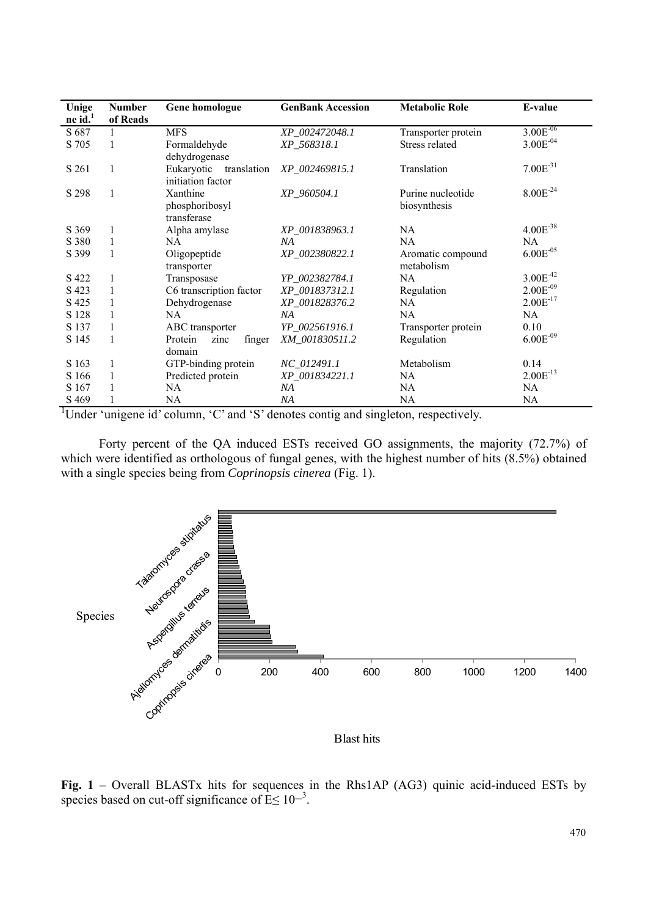| Unigene id.[1] | Number of Reads | Gene homologue | GenBank Accession | Metabolic Role | E-value |
|---|---|---|---|---|---|
| S 687 | 1 | MFS | *XP_002472048.1* | Transporter protein | $3.00E^{-06}$ |
| S 705 | 1 | Formaldehyde dehydrogenase | *XP_568318.1* | Stress related | $3.00E^{-04}$ |
| S 261 | 1 | Eukaryotic translation initiation factor | *XP_002469815.1* | Translation | $7.00E^{-31}$ |
| S 298 | 1 | Xanthine phosphoribosyl transferase | *XP_960504.1* | Purine nucleotide biosynthesis | $8.00E^{-24}$ |
| S 369 | 1 | Alpha amylase | *XP_001838963.1* | NA | $4.00E^{-38}$ |
| S 380 | 1 | NA | *NA* | NA | NA |
| S 399 | 1 | Oligopeptide transporter | *XP_002380822.1* | Aromatic compound metabolism | $6.00E^{-05}$ |
| S 422 | 1 | Transposase | *YP_002382784.1* | NA | $3.00E^{-42}$ |
| S 423 | 1 | C6 transcription factor | *XP_001837312.1* | Regulation | $2.00E^{-09}$ |
| S 425 | 1 | Dehydrogenase | *XP_001828376.2* | NA | $2.00E^{-17}$ |
| S 128 | 1 | NA | *NA* | NA | NA |
| S 137 | 1 | ABC transporter | *YP_002561916.1* | Transporter protein | 0.10 |
| S 145 | 1 | Protein zinc finger domain | *XM_001830511.2* | Regulation | $6.00E^{-09}$ |
| S 163 | 1 | GTP-binding protein | *NC_012491.1* | Metabolism | 0.14 |
| S 166 | 1 | Predicted protein | *XP_001834221.1* | NA | $2.00E^{-13}$ |
| S 167 | 1 | NA | *NA* | NA | NA |
| S 469 | 1 | NA | *NA* | NA | NA |

[1]Under 'unigene id' column, 'C' and 'S' denotes contig and singleton, respectively.

Forty percent of the QA induced ESTs received GO assignments, the majority (72.7%) of which were identified as orthologous of fungal genes, with the highest number of hits (8.5%) obtained with a single species being from *Coprinopsis cinerea* (Fig. 1).

**Fig. 1** – Overall BLASTx hits for sequences in the Rhs1AP (AG3) quinic acid-induced ESTs by species based on cut-off significance of $E \leq 10^{-3}$.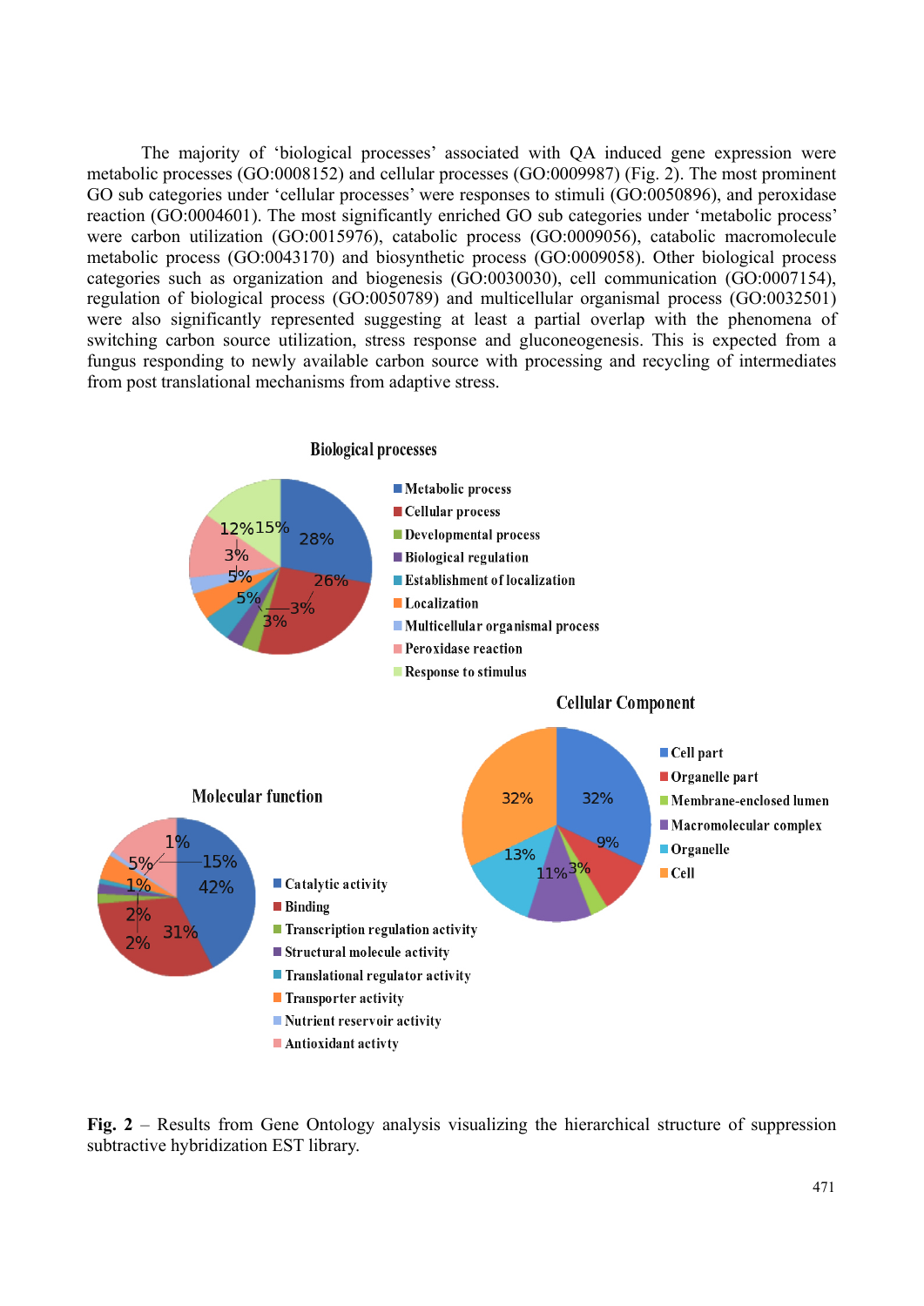The majority of 'biological processes' associated with QA induced gene expression were metabolic processes (GO:0008152) and cellular processes (GO:0009987) (Fig. 2). The most prominent GO sub categories under 'cellular processes' were responses to stimuli (GO:0050896), and peroxidase reaction (GO:0004601). The most significantly enriched GO sub categories under 'metabolic process' were carbon utilization (GO:0015976), catabolic process (GO:0009056), catabolic macromolecule metabolic process (GO:0043170) and biosynthetic process (GO:0009058). Other biological process categories such as organization and biogenesis (GO:0030030), cell communication (GO:0007154), regulation of biological process (GO:0050789) and multicellular organismal process (GO:0032501) were also significantly represented suggesting at least a partial overlap with the phenomena of switching carbon source utilization, stress response and gluconeogenesis. This is expected from a fungus responding to newly available carbon source with processing and recycling of intermediates from post translational mechanisms from adaptive stress.

**Fig. 2** – Results from Gene Ontology analysis visualizing the hierarchical structure of suppression subtractive hybridization EST library.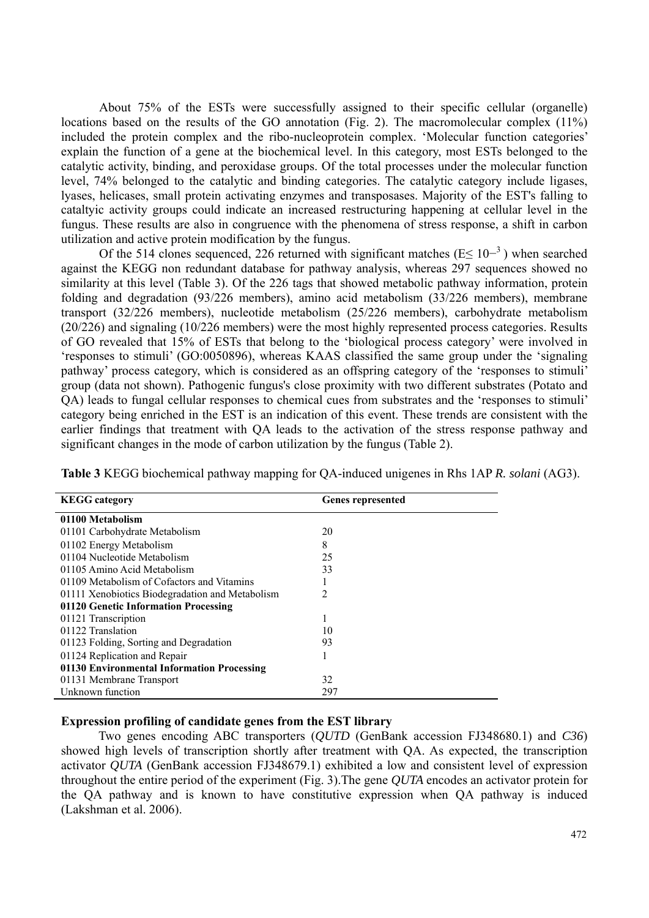About 75% of the ESTs were successfully assigned to their specific cellular (organelle) locations based on the results of the GO annotation (Fig. 2). The macromolecular complex (11%) included the protein complex and the ribo-nucleoprotein complex. 'Molecular function categories' explain the function of a gene at the biochemical level. In this category, most ESTs belonged to the catalytic activity, binding, and peroxidase groups. Of the total processes under the molecular function level, 74% belonged to the catalytic and binding categories. The catalytic category include ligases, lyases, helicases, small protein activating enzymes and transposases. Majority of the EST's falling to cataltyic activity groups could indicate an increased restructuring happening at cellular level in the fungus. These results are also in congruence with the phenomena of stress response, a shift in carbon utilization and active protein modification by the fungus.

Of the 514 clones sequenced, 226 returned with significant matches ($E \leq 10^{-3}$) when searched against the KEGG non redundant database for pathway analysis, whereas 297 sequences showed no similarity at this level (Table 3). Of the 226 tags that showed metabolic pathway information, protein folding and degradation (93/226 members), amino acid metabolism (33/226 members), membrane transport (32/226 members), nucleotide metabolism (25/226 members), carbohydrate metabolism (20/226) and signaling (10/226 members) were the most highly represented process categories. Results of GO revealed that 15% of ESTs that belong to the 'biological process category' were involved in 'responses to stimuli' (GO:0050896), whereas KAAS classified the same group under the 'signaling pathway' process category, which is considered as an offspring category of the 'responses to stimuli' group (data not shown). Pathogenic fungus's close proximity with two different substrates (Potato and QA) leads to fungal cellular responses to chemical cues from substrates and the 'responses to stimuli' category being enriched in the EST is an indication of this event. These trends are consistent with the earlier findings that treatment with QA leads to the activation of the stress response pathway and significant changes in the mode of carbon utilization by the fungus (Table 2).

**Table 3** KEGG biochemical pathway mapping for QA-induced unigenes in Rhs 1AP *R. solani* (AG3).

| KEGG category | Genes represented |
|---|---|
| **01100 Metabolism** | |
| 01101 Carbohydrate Metabolism | 20 |
| 01102 Energy Metabolism | 8 |
| 01104 Nucleotide Metabolism | 25 |
| 01105 Amino Acid Metabolism | 33 |
| 01109 Metabolism of Cofactors and Vitamins | 1 |
| 01111 Xenobiotics Biodegradation and Metabolism | 2 |
| **01120 Genetic Information Processing** | |
| 01121 Transcription | 1 |
| 01122 Translation | 10 |
| 01123 Folding, Sorting and Degradation | 93 |
| 01124 Replication and Repair | 1 |
| **01130 Environmental Information Processing** | |
| 01131 Membrane Transport | 32 |
| Unknown function | 297 |

### Expression profiling of candidate genes from the EST library

Two genes encoding ABC transporters (*QUTD* (GenBank accession FJ348680.1) and *C36*) showed high levels of transcription shortly after treatment with QA. As expected, the transcription activator *QUTA* (GenBank accession FJ348679.1) exhibited a low and consistent level of expression throughout the entire period of the experiment (Fig. 3).The gene *QUTA* encodes an activator protein for the QA pathway and is known to have constitutive expression when QA pathway is induced (Lakshman et al. 2006).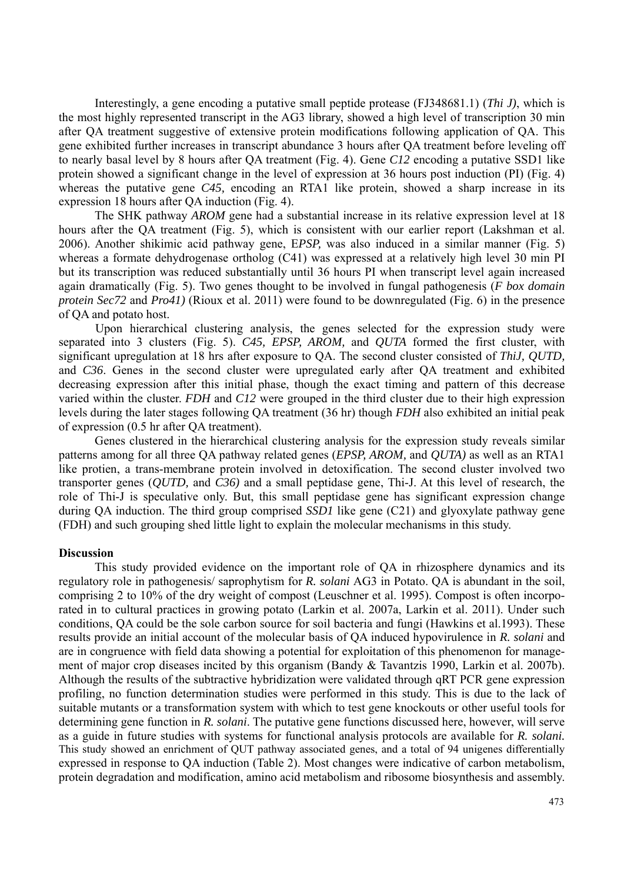Interestingly, a gene encoding a putative small peptide protease (FJ348681.1) (*Thi J)*, which is the most highly represented transcript in the AG3 library, showed a high level of transcription 30 min after QA treatment suggestive of extensive protein modifications following application of QA. This gene exhibited further increases in transcript abundance 3 hours after QA treatment before leveling off to nearly basal level by 8 hours after QA treatment (Fig. 4). Gene *C12* encoding a putative SSD1 like protein showed a significant change in the level of expression at 36 hours post induction (PI) (Fig. 4) whereas the putative gene *C45,* encoding an RTA1 like protein, showed a sharp increase in its expression 18 hours after QA induction (Fig. 4).

The SHK pathway *AROM* gene had a substantial increase in its relative expression level at 18 hours after the QA treatment (Fig. 5), which is consistent with our earlier report (Lakshman et al. 2006). Another shikimic acid pathway gene, E*PSP,* was also induced in a similar manner (Fig. 5) whereas a formate dehydrogenase ortholog (C41) was expressed at a relatively high level 30 min PI but its transcription was reduced substantially until 36 hours PI when transcript level again increased again dramatically (Fig. 5). Two genes thought to be involved in fungal pathogenesis (*F box domain protein Sec72* and *Pro41)* (Rioux et al. 2011) were found to be downregulated (Fig. 6) in the presence of QA and potato host.

Upon hierarchical clustering analysis, the genes selected for the expression study were separated into 3 clusters (Fig. 5). *C45, EPSP, AROM,* and *QUTA* formed the first cluster, with significant upregulation at 18 hrs after exposure to QA. The second cluster consisted of *ThiJ, QUTD,* and *C36*. Genes in the second cluster were upregulated early after QA treatment and exhibited decreasing expression after this initial phase, though the exact timing and pattern of this decrease varied within the cluster. *FDH* and *C12* were grouped in the third cluster due to their high expression levels during the later stages following QA treatment (36 hr) though *FDH* also exhibited an initial peak of expression (0.5 hr after QA treatment).

Genes clustered in the hierarchical clustering analysis for the expression study reveals similar patterns among for all three QA pathway related genes (*EPSP, AROM,* and *QUTA)* as well as an RTA1 like protien, a trans-membrane protein involved in detoxification. The second cluster involved two transporter genes (*QUTD,* and *C36)* and a small peptidase gene, Thi-J. At this level of research, the role of Thi-J is speculative only. But, this small peptidase gene has significant expression change during QA induction. The third group comprised *SSD1* like gene (C21) and glyoxylate pathway gene (FDH) and such grouping shed little light to explain the molecular mechanisms in this study.

**Discussion**

This study provided evidence on the important role of QA in rhizosphere dynamics and its regulatory role in pathogenesis/ saprophytism for *R. solani* AG3 in Potato. QA is abundant in the soil, comprising 2 to 10% of the dry weight of compost (Leuschner et al. 1995). Compost is often incorporated in to cultural practices in growing potato (Larkin et al. 2007a, Larkin et al. 2011). Under such conditions, QA could be the sole carbon source for soil bacteria and fungi (Hawkins et al.1993). These results provide an initial account of the molecular basis of QA induced hypovirulence in *R. solani* and are in congruence with field data showing a potential for exploitation of this phenomenon for management of major crop diseases incited by this organism (Bandy & Tavantzis 1990, Larkin et al. 2007b). Although the results of the subtractive hybridization were validated through qRT PCR gene expression profiling, no function determination studies were performed in this study. This is due to the lack of suitable mutants or a transformation system with which to test gene knockouts or other useful tools for determining gene function in *R. solani*. The putative gene functions discussed here, however, will serve as a guide in future studies with systems for functional analysis protocols are available for *R. solani.* This study showed an enrichment of QUT pathway associated genes, and a total of 94 unigenes differentially expressed in response to QA induction (Table 2). Most changes were indicative of carbon metabolism, protein degradation and modification, amino acid metabolism and ribosome biosynthesis and assembly.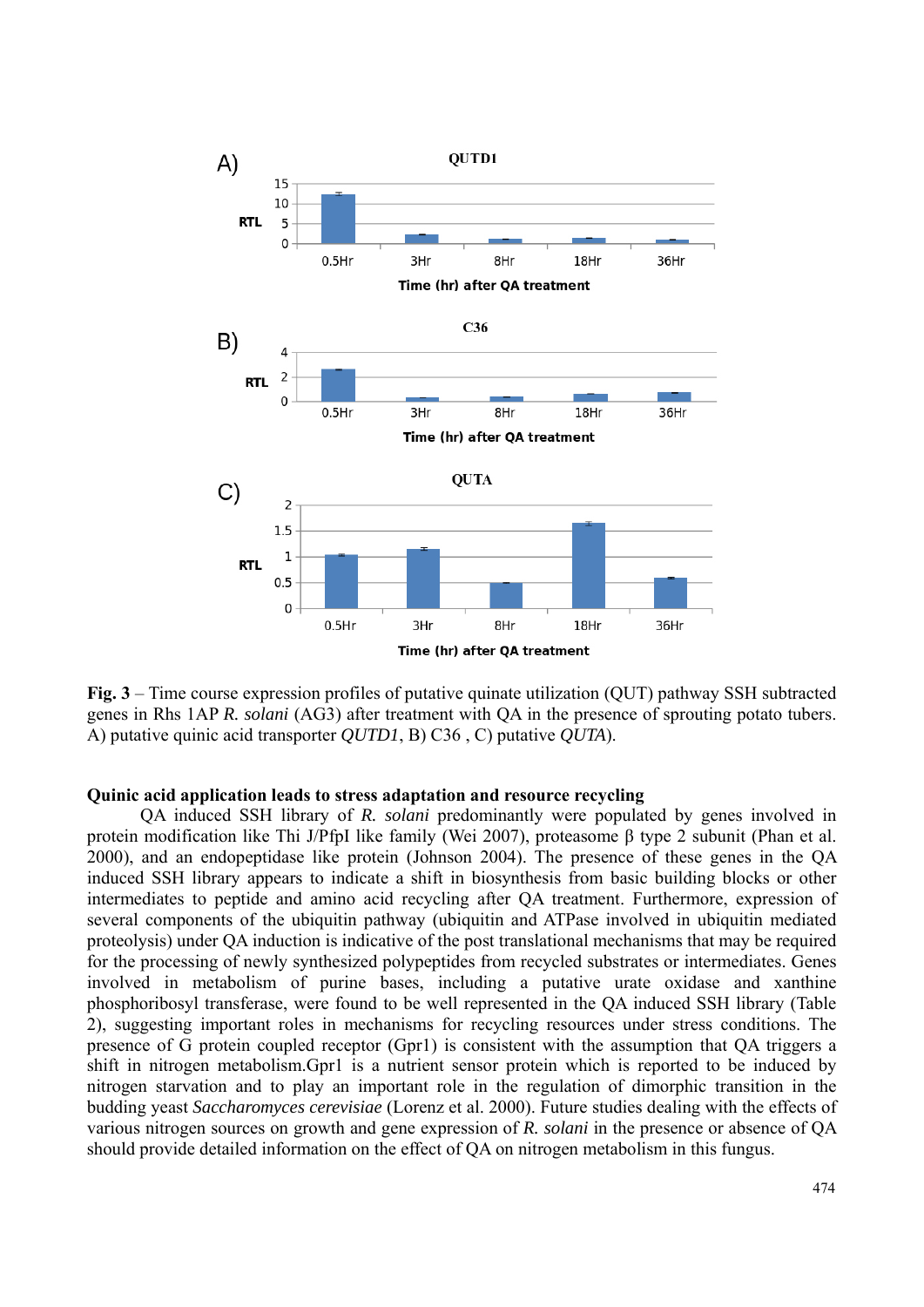**Fig. 3** – Time course expression profiles of putative quinate utilization (QUT) pathway SSH subtracted genes in Rhs 1AP *R. solani* (AG3) after treatment with QA in the presence of sprouting potato tubers. A) putative quinic acid transporter *QUTD1*, B) C36 , C) putative *QUTA*).

**Quinic acid application leads to stress adaptation and resource recycling**

QA induced SSH library of *R. solani* predominantly were populated by genes involved in protein modification like Thi J/PfpI like family (Wei 2007), proteasome β type 2 subunit (Phan et al. 2000), and an endopeptidase like protein (Johnson 2004). The presence of these genes in the QA induced SSH library appears to indicate a shift in biosynthesis from basic building blocks or other intermediates to peptide and amino acid recycling after QA treatment. Furthermore, expression of several components of the ubiquitin pathway (ubiquitin and ATPase involved in ubiquitin mediated proteolysis) under QA induction is indicative of the post translational mechanisms that may be required for the processing of newly synthesized polypeptides from recycled substrates or intermediates. Genes involved in metabolism of purine bases, including a putative urate oxidase and xanthine phosphoribosyl transferase, were found to be well represented in the QA induced SSH library (Table 2), suggesting important roles in mechanisms for recycling resources under stress conditions. The presence of G protein coupled receptor (Gpr1) is consistent with the assumption that QA triggers a shift in nitrogen metabolism.Gpr1 is a nutrient sensor protein which is reported to be induced by nitrogen starvation and to play an important role in the regulation of dimorphic transition in the budding yeast *Saccharomyces cerevisiae* (Lorenz et al. 2000). Future studies dealing with the effects of various nitrogen sources on growth and gene expression of *R. solani* in the presence or absence of QA should provide detailed information on the effect of QA on nitrogen metabolism in this fungus.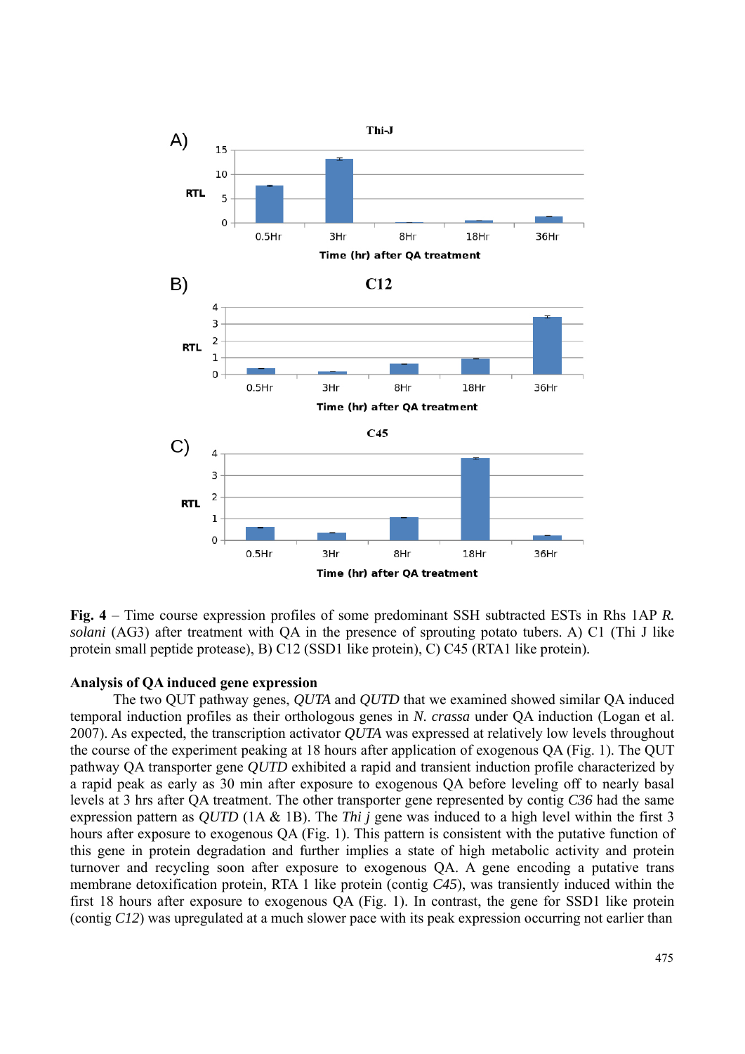**Fig. 4** – Time course expression profiles of some predominant SSH subtracted ESTs in Rhs 1AP *R. solani* (AG3) after treatment with QA in the presence of sprouting potato tubers. A) C1 (Thi J like protein small peptide protease), B) C12 (SSD1 like protein), C) C45 (RTA1 like protein).

### Analysis of QA induced gene expression

The two QUT pathway genes, *QUTA* and *QUTD* that we examined showed similar QA induced temporal induction profiles as their orthologous genes in *N. crassa* under QA induction (Logan et al. 2007). As expected, the transcription activator *QUTA* was expressed at relatively low levels throughout the course of the experiment peaking at 18 hours after application of exogenous QA (Fig. 1). The QUT pathway QA transporter gene *QUTD* exhibited a rapid and transient induction profile characterized by a rapid peak as early as 30 min after exposure to exogenous QA before leveling off to nearly basal levels at 3 hrs after QA treatment. The other transporter gene represented by contig *C36* had the same expression pattern as *QUTD* (1A & 1B). The *Thi j* gene was induced to a high level within the first 3 hours after exposure to exogenous QA (Fig. 1). This pattern is consistent with the putative function of this gene in protein degradation and further implies a state of high metabolic activity and protein turnover and recycling soon after exposure to exogenous QA. A gene encoding a putative trans membrane detoxification protein, RTA 1 like protein (contig *C45*), was transiently induced within the first 18 hours after exposure to exogenous QA (Fig. 1). In contrast, the gene for SSD1 like protein (contig *C12*) was upregulated at a much slower pace with its peak expression occurring not earlier than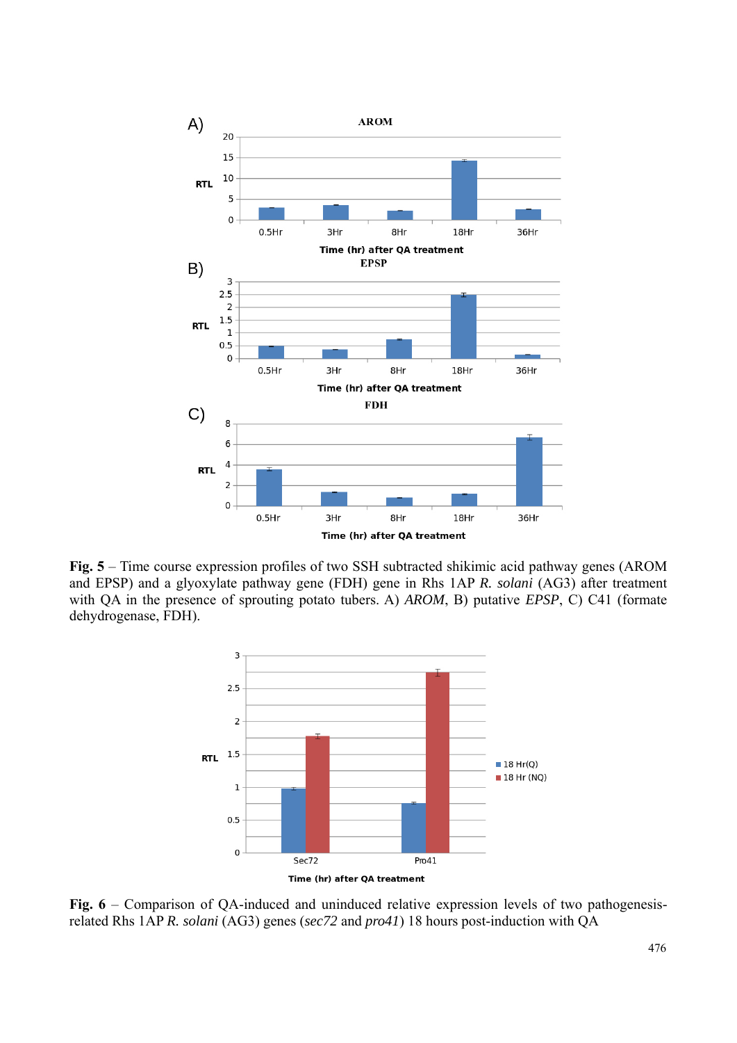**Fig. 5** – Time course expression profiles of two SSH subtracted shikimic acid pathway genes (AROM and EPSP) and a glyoxylate pathway gene (FDH) gene in Rhs 1AP *R. solani* (AG3) after treatment with QA in the presence of sprouting potato tubers. A) *AROM*, B) putative *EPSP*, C) C41 (formate dehydrogenase, FDH).

**Fig. 6** – Comparison of QA-induced and uninduced relative expression levels of two pathogenesis-related Rhs 1AP *R. solani* (AG3) genes (*sec72* and *pro41*) 18 hours post-induction with QA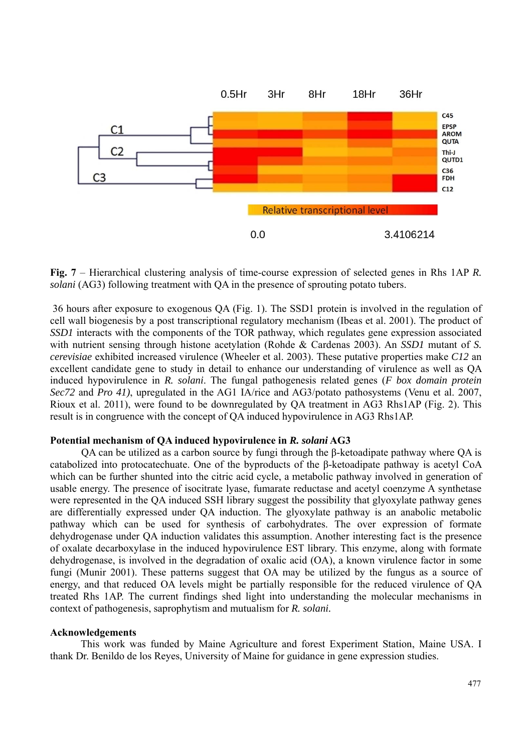**Fig. 7** – Hierarchical clustering analysis of time-course expression of selected genes in Rhs 1AP *R. solani* (AG3) following treatment with QA in the presence of sprouting potato tubers.

36 hours after exposure to exogenous QA (Fig. 1). The SSD1 protein is involved in the regulation of cell wall biogenesis by a post transcriptional regulatory mechanism (Ibeas et al. 2001). The product of *SSD1* interacts with the components of the TOR pathway, which regulates gene expression associated with nutrient sensing through histone acetylation (Rohde & Cardenas 2003). An *SSD1* mutant of *S. cerevisiae* exhibited increased virulence (Wheeler et al. 2003). These putative properties make *C12* an excellent candidate gene to study in detail to enhance our understanding of virulence as well as QA induced hypovirulence in *R. solani*. The fungal pathogenesis related genes (*F box domain protein Sec72* and *Pro 41)*, upregulated in the AG1 IA/rice and AG3/potato pathosystems (Venu et al. 2007, Rioux et al. 2011), were found to be downregulated by QA treatment in AG3 Rhs1AP (Fig. 2). This result is in congruence with the concept of QA induced hypovirulence in AG3 Rhs1AP.

**Potential mechanism of QA induced hypovirulence in *R. solani* AG3**

QA can be utilized as a carbon source by fungi through the β-ketoadipate pathway where QA is catabolized into protocatechuate. One of the byproducts of the β-ketoadipate pathway is acetyl CoA which can be further shunted into the citric acid cycle, a metabolic pathway involved in generation of usable energy. The presence of isocitrate lyase, fumarate reductase and acetyl coenzyme A synthetase were represented in the QA induced SSH library suggest the possibility that glyoxylate pathway genes are differentially expressed under QA induction. The glyoxylate pathway is an anabolic metabolic pathway which can be used for synthesis of carbohydrates. The over expression of formate dehydrogenase under QA induction validates this assumption. Another interesting fact is the presence of oxalate decarboxylase in the induced hypovirulence EST library. This enzyme, along with formate dehydrogenase, is involved in the degradation of oxalic acid (OA), a known virulence factor in some fungi (Munir 2001). These patterns suggest that OA may be utilized by the fungus as a source of energy, and that reduced OA levels might be partially responsible for the reduced virulence of QA treated Rhs 1AP. The current findings shed light into understanding the molecular mechanisms in context of pathogenesis, saprophytism and mutualism for *R. solani*.

**Acknowledgements**

This work was funded by Maine Agriculture and forest Experiment Station, Maine USA. I thank Dr. Benildo de los Reyes, University of Maine for guidance in gene expression studies.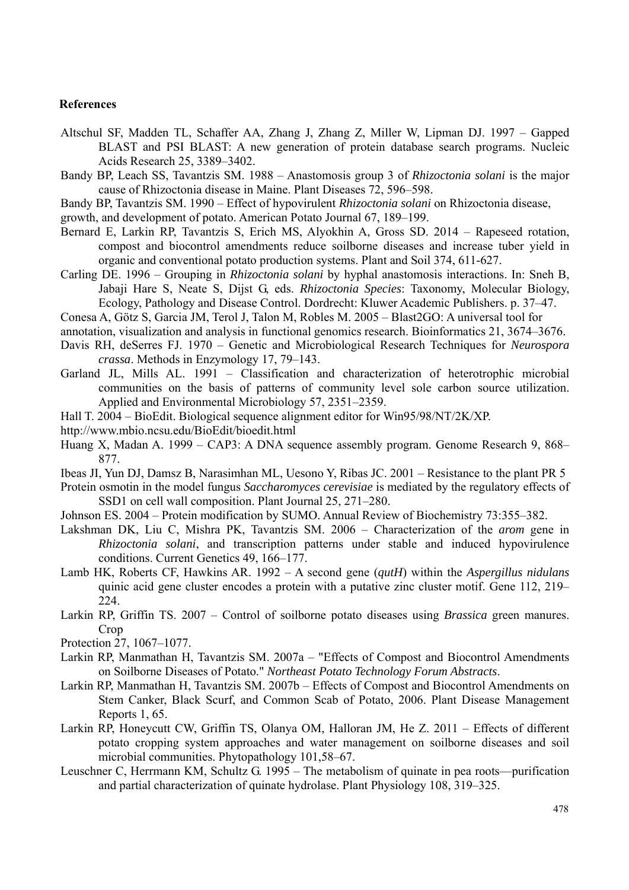## References

Altschul SF, Madden TL, Schaffer AA, Zhang J, Zhang Z, Miller W, Lipman DJ. 1997 – Gapped BLAST and PSI BLAST: A new generation of protein database search programs. Nucleic Acids Research 25, 3389–3402.

Bandy BP, Leach SS, Tavantzis SM. 1988 – Anastomosis group 3 of *Rhizoctonia solani* is the major cause of Rhizoctonia disease in Maine. Plant Diseases 72, 596–598.

Bandy BP, Tavantzis SM. 1990 – Effect of hypovirulent *Rhizoctonia solani* on Rhizoctonia disease, growth, and development of potato. American Potato Journal 67, 189–199.

Bernard E, Larkin RP, Tavantzis S, Erich MS, Alyokhin A, Gross SD. 2014 – Rapeseed rotation, compost and biocontrol amendments reduce soilborne diseases and increase tuber yield in organic and conventional potato production systems. Plant and Soil 374, 611-627.

Carling DE. 1996 – Grouping in *Rhizoctonia solani* by hyphal anastomosis interactions. In: Sneh B, Jabaji Hare S, Neate S, Dijst G, eds. *Rhizoctonia Species*: Taxonomy, Molecular Biology, Ecology, Pathology and Disease Control. Dordrecht: Kluwer Academic Publishers. p. 37–47.

Conesa A, Götz S, Garcia JM, Terol J, Talon M, Robles M. 2005 – Blast2GO: A universal tool for annotation, visualization and analysis in functional genomics research. Bioinformatics 21, 3674–3676.

Davis RH, deSerres FJ. 1970 – Genetic and Microbiological Research Techniques for *Neurospora crassa*. Methods in Enzymology 17, 79–143.

Garland JL, Mills AL. 1991 – Classification and characterization of heterotrophic microbial communities on the basis of patterns of community level sole carbon source utilization. Applied and Environmental Microbiology 57, 2351–2359.

Hall T. 2004 – BioEdit. Biological sequence alignment editor for Win95/98/NT/2K/XP. http://www.mbio.ncsu.edu/BioEdit/bioedit.html

Huang X, Madan A. 1999 – CAP3: A DNA sequence assembly program. Genome Research 9, 868–877.

Ibeas JI, Yun DJ, Damsz B, Narasimhan ML, Uesono Y, Ribas JC. 2001 – Resistance to the plant PR 5 Protein osmotin in the model fungus *Saccharomyces cerevisiae* is mediated by the regulatory effects of SSD1 on cell wall composition. Plant Journal 25, 271–280.

Johnson ES. 2004 – Protein modification by SUMO. Annual Review of Biochemistry 73:355–382.

Lakshman DK, Liu C, Mishra PK, Tavantzis SM. 2006 – Characterization of the *arom* gene in *Rhizoctonia solani*, and transcription patterns under stable and induced hypovirulence conditions. Current Genetics 49, 166–177.

Lamb HK, Roberts CF, Hawkins AR. 1992 – A second gene (*qutH*) within the *Aspergillus nidulans* quinic acid gene cluster encodes a protein with a putative zinc cluster motif. Gene 112, 219–224.

Larkin RP, Griffin TS. 2007 – Control of soilborne potato diseases using *Brassica* green manures. Crop Protection 27, 1067–1077.

Larkin RP, Manmathan H, Tavantzis SM. 2007a – "Effects of Compost and Biocontrol Amendments on Soilborne Diseases of Potato." *Northeast Potato Technology Forum Abstracts*.

Larkin RP, Manmathan H, Tavantzis SM. 2007b – Effects of Compost and Biocontrol Amendments on Stem Canker, Black Scurf, and Common Scab of Potato, 2006. Plant Disease Management Reports 1, 65.

Larkin RP, Honeycutt CW, Griffin TS, Olanya OM, Halloran JM, He Z. 2011 – Effects of different potato cropping system approaches and water management on soilborne diseases and soil microbial communities. Phytopathology 101,58–67.

Leuschner C, Herrmann KM, Schultz G. 1995 – The metabolism of quinate in pea roots—purification and partial characterization of quinate hydrolase. Plant Physiology 108, 319–325.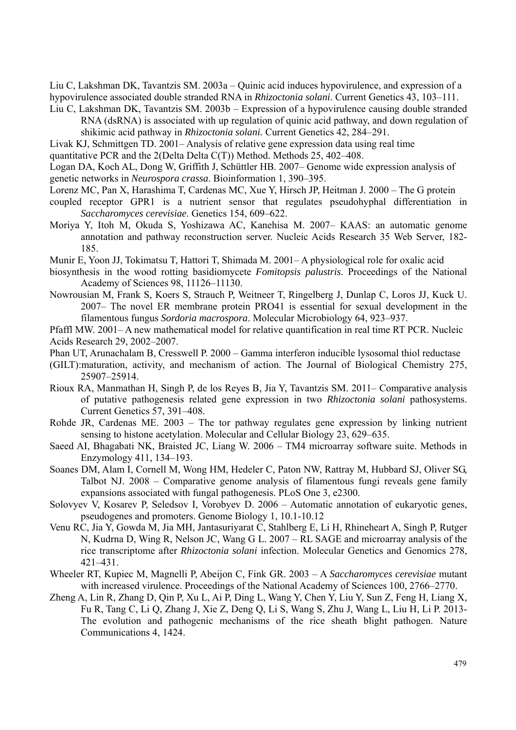Liu C, Lakshman DK, Tavantzis SM. 2003a – Quinic acid induces hypovirulence, and expression of a hypovirulence associated double stranded RNA in *Rhizoctonia solani*. Current Genetics 43, 103–111.

Liu C, Lakshman DK, Tavantzis SM. 2003b – Expression of a hypovirulence causing double stranded RNA (dsRNA) is associated with up regulation of quinic acid pathway, and down regulation of shikimic acid pathway in *Rhizoctonia solani.* Current Genetics 42, 284–291.

Livak KJ, Schmittgen TD. 2001– Analysis of relative gene expression data using real time quantitative PCR and the 2(Delta Delta C(T)) Method. Methods 25, 402–408.

Logan DA, Koch AL, Dong W, Griffith J, Schüttler HB. 2007– Genome wide expression analysis of genetic networks in *Neurospora crassa*. Bioinformation 1, 390–395.

Lorenz MC, Pan X, Harashima T, Cardenas MC, Xue Y, Hirsch JP, Heitman J. 2000 – The G protein coupled receptor GPR1 is a nutrient sensor that regulates pseudohyphal differentiation in *Saccharomyces cerevisiae*. Genetics 154, 609–622.

Moriya Y, Itoh M, Okuda S, Yoshizawa AC, Kanehisa M. 2007– KAAS: an automatic genome annotation and pathway reconstruction server. Nucleic Acids Research 35 Web Server, 182-185.

Munir E, Yoon JJ, Tokimatsu T, Hattori T, Shimada M. 2001– A physiological role for oxalic acid biosynthesis in the wood rotting basidiomycete *Fomitopsis palustris*. Proceedings of the National Academy of Sciences 98, 11126–11130.

Nowrousian M, Frank S, Koers S, Strauch P, Weitneer T, Ringelberg J, Dunlap C, Loros JJ, Kuck U. 2007– The novel ER membrane protein PRO41 is essential for sexual development in the filamentous fungus *Sordoria macrospora*. Molecular Microbiology 64, 923–937.

Pfaffl MW. 2001– A new mathematical model for relative quantification in real time RT PCR. Nucleic Acids Research 29, 2002–2007.

Phan UT, Arunachalam B, Cresswell P. 2000 – Gamma interferon inducible lysosomal thiol reductase (GILT):maturation, activity, and mechanism of action. The Journal of Biological Chemistry 275, 25907–25914.

Rioux RA, Manmathan H, Singh P, de los Reyes B, Jia Y, Tavantzis SM. 2011– Comparative analysis of putative pathogenesis related gene expression in two *Rhizoctonia solani* pathosystems. Current Genetics 57, 391–408.

Rohde JR, Cardenas ME. 2003 – The tor pathway regulates gene expression by linking nutrient sensing to histone acetylation. Molecular and Cellular Biology 23, 629–635.

Saeed AI, Bhagabati NK, Braisted JC, Liang W. 2006 – TM4 microarray software suite. Methods in Enzymology 411, 134–193.

Soanes DM, Alam I, Cornell M, Wong HM, Hedeler C, Paton NW, Rattray M, Hubbard SJ, Oliver SG, Talbot NJ. 2008 – Comparative genome analysis of filamentous fungi reveals gene family expansions associated with fungal pathogenesis. PLoS One 3, e2300.

Solovyev V, Kosarev P, Seledsov I, Vorobyev D. 2006 – Automatic annotation of eukaryotic genes, pseudogenes and promoters. Genome Biology 1, 10.1-10.12

Venu RC, Jia Y, Gowda M, Jia MH, Jantasuriyarat C, Stahlberg E, Li H, Rhineheart A, Singh P, Rutger N, Kudrna D, Wing R, Nelson JC, Wang G L. 2007 – RL SAGE and microarray analysis of the rice transcriptome after *Rhizoctonia solani* infection. Molecular Genetics and Genomics 278, 421–431.

Wheeler RT, Kupiec M, Magnelli P, Abeijon C, Fink GR. 2003 – A *Saccharomyces cerevisiae* mutant with increased virulence. Proceedings of the National Academy of Sciences 100, 2766–2770.

Zheng A, Lin R, Zhang D, Qin P, Xu L, Ai P, Ding L, Wang Y, Chen Y, Liu Y, Sun Z, Feng H, Liang X, Fu R, Tang C, Li Q, Zhang J, Xie Z, Deng Q, Li S, Wang S, Zhu J, Wang L, Liu H, Li P. 2013- The evolution and pathogenic mechanisms of the rice sheath blight pathogen. Nature Communications 4, 1424.